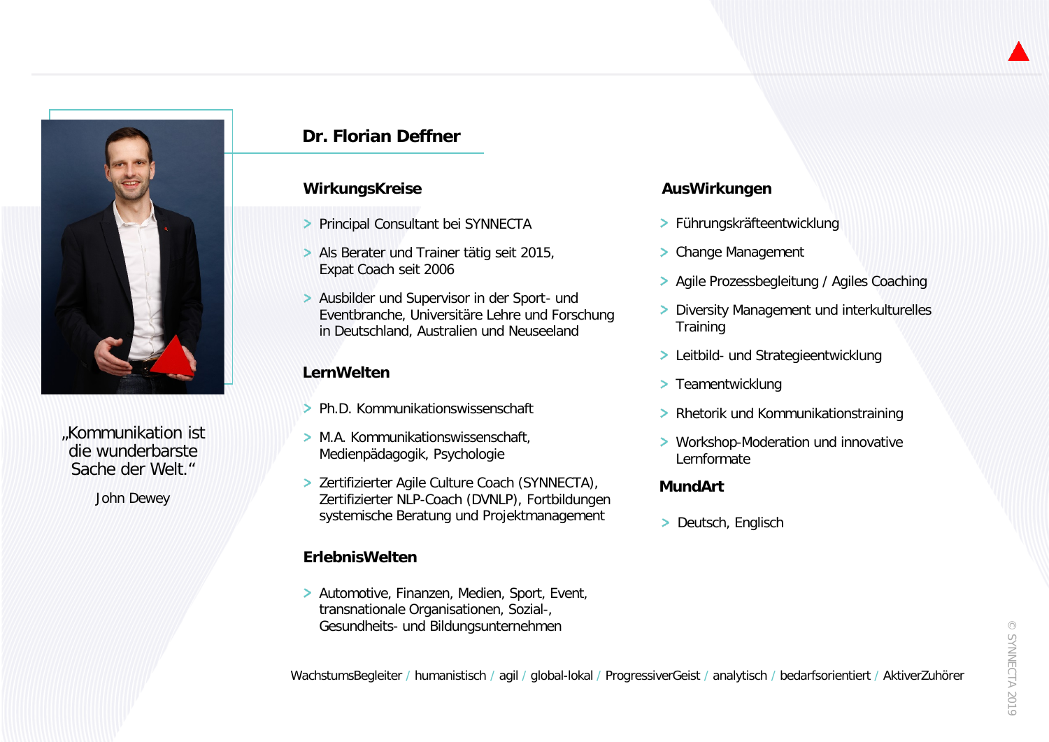„Kommunikation ist die wunderbarste Sache der Welt."

John Dewey

# Dr. Florian Deffner

## WirkungsKreise

- Principal Consultant bei SYNNECTA
- Als Berater und Trainer tätig seit 2015, Expat Coach seit 2006
- Ausbilder und Supervisor in der Sport- und Eventbranche, Universitäre Lehre und Forschung in Deutschland, Australien und Neuseeland

## LernWelten

- Ph.D. Kommunikationswissenschaft
- M.A. Kommunikationswissenschaft, Medienpädagogik, Psychologie
- Zertifizierter Agile Culture Coach (SYNNECTA), Zertifizierter NLP-Coach (DVNLP), Fortbildungen systemische Beratung und Projektmanagement

## ErlebnisWelten

- Automotive, Finanzen, Medien, Sport, Event, transnationale Organisationen, Sozial-, Gesundheits- und Bildungsunternehmen

## AusWirkungen

- Führungskräfteentwicklung
- Change Management
- Agile Prozessbegleitung / Agiles Coaching
- Diversity Management und interkulturelles Training
- Leitbild- und Strategieentwicklung
- Teamentwicklung
- Rhetorik und Kommunikationstraining
- Workshop-Moderation und innovative Lernformate

## MundArt

- Deutsch, Englisch

WachstumsBegleiter / humanistisch / agil / global-lokal / ProgressiverGeist / analytisch / bedarfsorientiert / AktiverZuhörer

© SYNNECTA 2019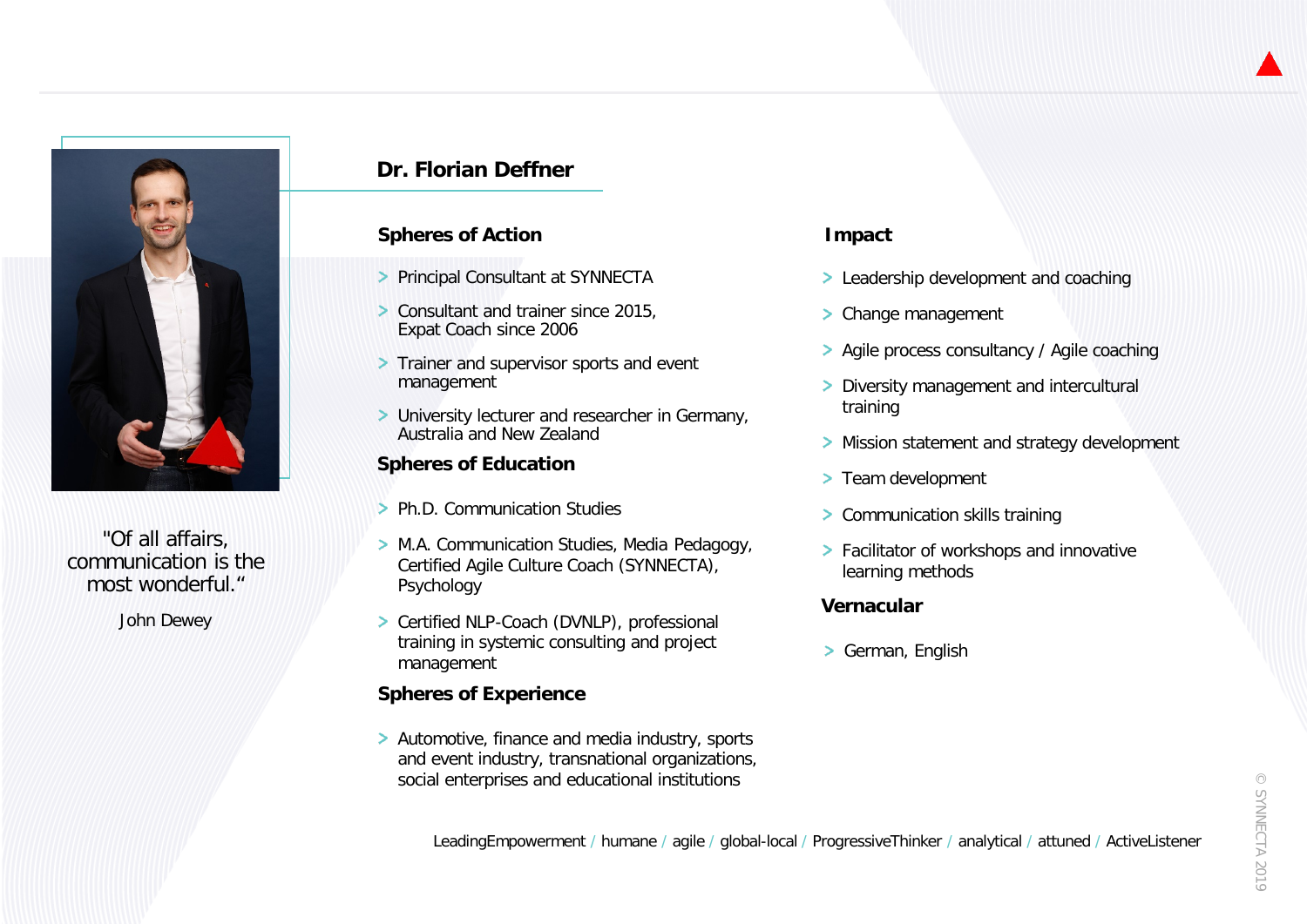"Of all affairs, communication is the most wonderful."

John Dewey

## Dr. Florian Deffner

### Spheres of Action

- Principal Consultant at SYNNECTA
- Consultant and trainer since 2015, Expat Coach since 2006
- Trainer and supervisor sports and event management
- University lecturer and researcher in Germany, Australia and New Zealand

### Spheres of Education

- Ph.D. Communication Studies
- M.A. Communication Studies, Media Pedagogy, Certified Agile Culture Coach (SYNNECTA), Psychology
- Certified NLP-Coach (DVNLP), professional training in systemic consulting and project management

### Spheres of Experience

- Automotive, finance and media industry, sports and event industry, transnational organizations, social enterprises and educational institutions

### Impact

- Leadership development and coaching
- Change management
- Agile process consultancy / Agile coaching
- Diversity management and intercultural training
- Mission statement and strategy development
- Team development
- Communication skills training
- Facilitator of workshops and innovative learning methods

### Vernacular

- German, English

LeadingEmpowerment / humane / agile / global-local / ProgressiveThinker / analytical / attuned / ActiveListener

© SYNNECTA 2019